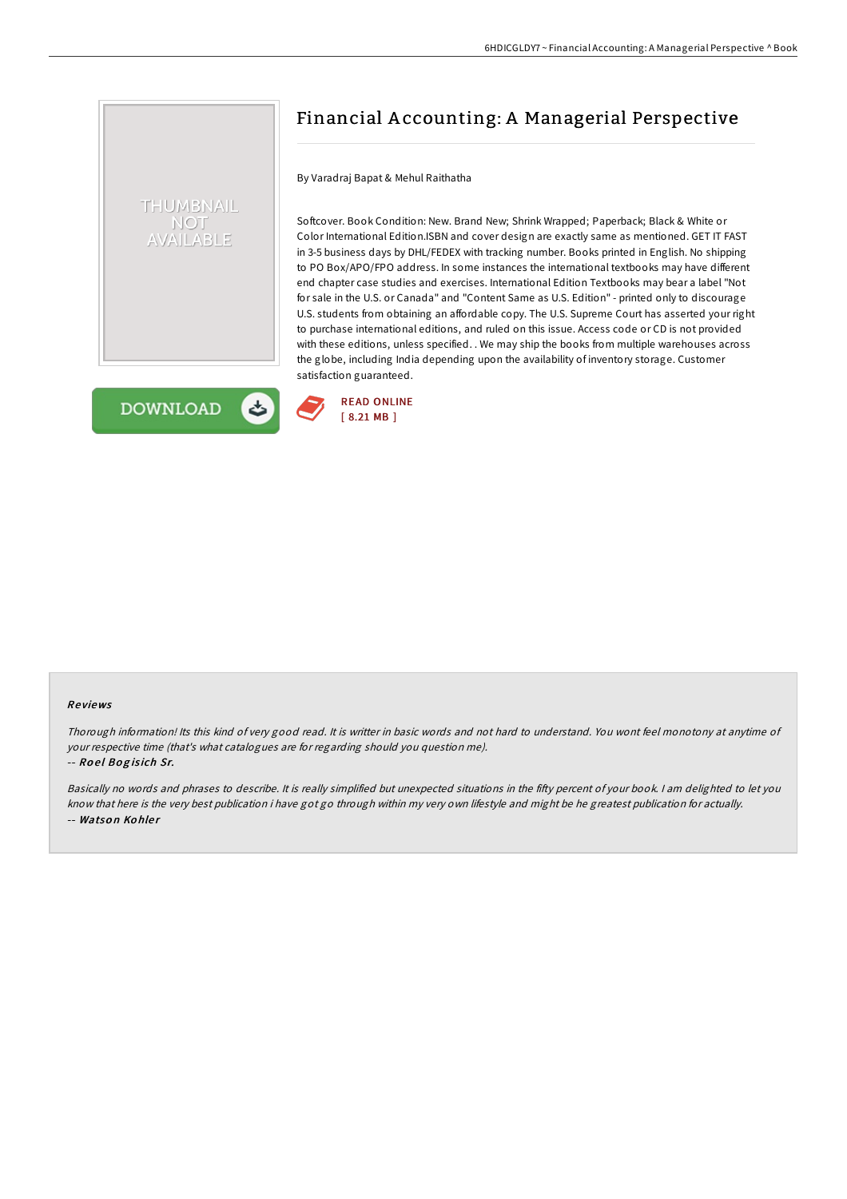# Financial Accounting: A Managerial Perspective

By Varadraj Bapat & Mehul Raithatha

Softcover. Book Condition: New. Brand New; Shrink Wrapped; Paperback; Black & White or Color International Edition.ISBN and cover design are exactly same as mentioned. GET IT FAST in 3-5 business days by DHL/FEDEX with tracking number. Books printed in English. No shipping to PO Box/APO/FPO address. In some instances the international textbooks may have different end chapter case studies and exercises. International Edition Textbooks may bear a label "Not for sale in the U.S. or Canada" and "Content Same as U.S. Edition" - printed only to discourage U.S. students from obtaining an affordable copy. The U.S. Supreme Court has asserted your right to purchase international editions, and ruled on this issue. Access code or CD is not provided with these editions, unless specified. . We may ship the books from multiple warehouses across the globe, including India depending upon the availability of inventory storage. Customer satisfaction guaranteed.

DOWNLOAD

READ ONLINE
[ 8.21 MB ]

### Reviews

*Thorough information! Its this kind of very good read. It is writter in basic words and not hard to understand. You wont feel monotony at anytime of your respective time (that's what catalogues are for regarding should you question me).*

-- ***Roel Bogisich Sr.***

*Basically no words and phrases to describe. It is really simplified but unexpected situations in the fifty percent of your book. I am delighted to let you know that here is the very best publication i have got go through within my very own lifestyle and might be he greatest publication for actually.*

-- ***Watson Kohler***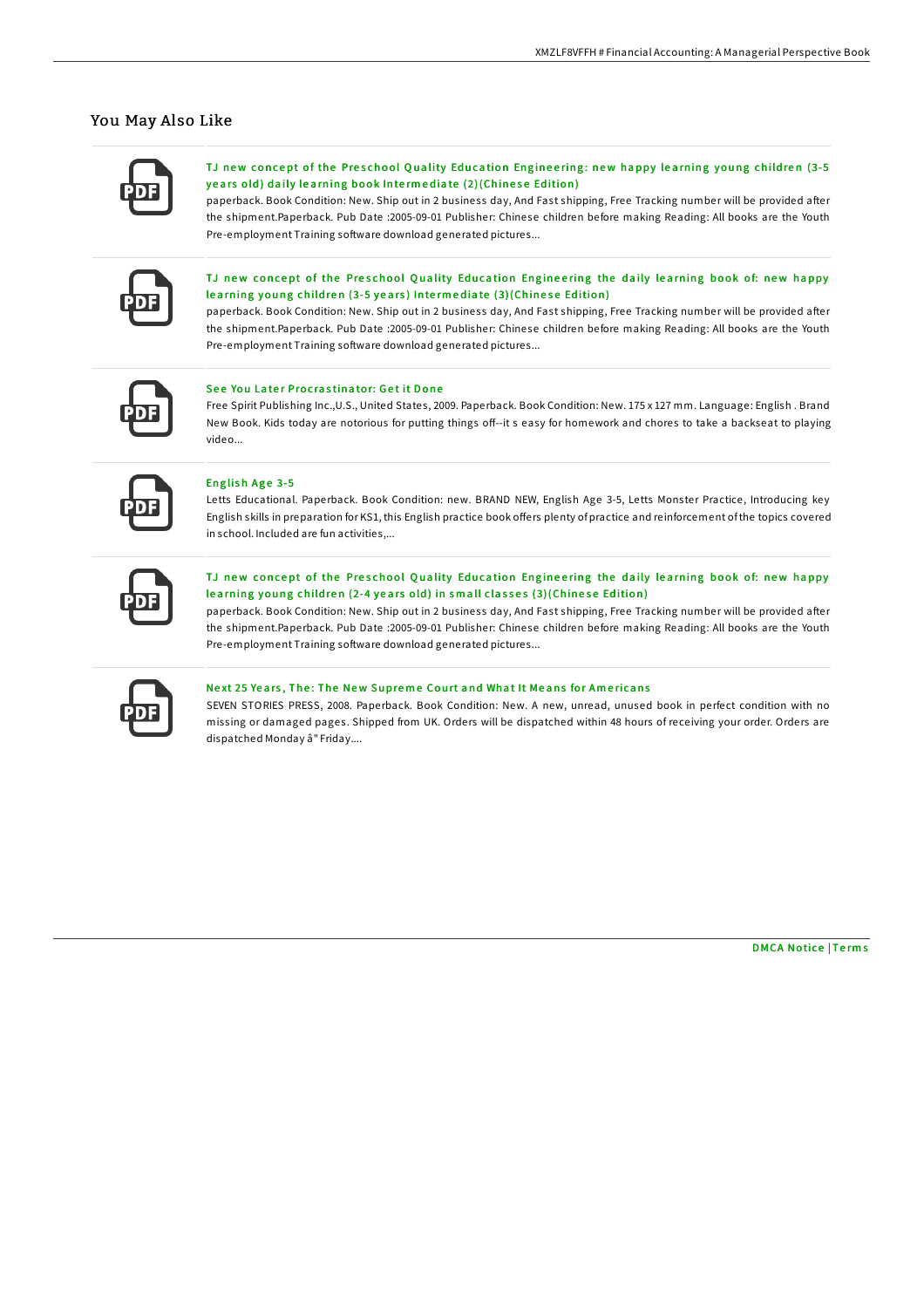## You May Also Like

**TJ new concept of the Preschool Quality Education Engineering: new happy learning young children (3-5 years old) daily learning book Intermediate (2)(Chinese Edition)**

paperback. Book Condition: New. Ship out in 2 business day, And Fast shipping, Free Tracking number will be provided after the shipment.Paperback. Pub Date :2005-09-01 Publisher: Chinese children before making Reading: All books are the Youth Pre-employment Training software download generated pictures...

**TJ new concept of the Preschool Quality Education Engineering the daily learning book of: new happy learning young children (3-5 years) Intermediate (3)(Chinese Edition)**

paperback. Book Condition: New. Ship out in 2 business day, And Fast shipping, Free Tracking number will be provided after the shipment.Paperback. Pub Date :2005-09-01 Publisher: Chinese children before making Reading: All books are the Youth Pre-employment Training software download generated pictures...

**See You Later Procrastinator: Get it Done**

Free Spirit Publishing Inc.,U.S., United States, 2009. Paperback. Book Condition: New. 175 x 127 mm. Language: English . Brand New Book. Kids today are notorious for putting things off--it s easy for homework and chores to take a backseat to playing video...

**English Age 3-5**

Letts Educational. Paperback. Book Condition: new. BRAND NEW, English Age 3-5, Letts Monster Practice, Introducing key English skills in preparation for KS1, this English practice book offers plenty of practice and reinforcement of the topics covered in school. Included are fun activities,...

**TJ new concept of the Preschool Quality Education Engineering the daily learning book of: new happy learning young children (2-4 years old) in small classes (3)(Chinese Edition)**

paperback. Book Condition: New. Ship out in 2 business day, And Fast shipping, Free Tracking number will be provided after the shipment.Paperback. Pub Date :2005-09-01 Publisher: Chinese children before making Reading: All books are the Youth Pre-employment Training software download generated pictures...

**Next 25 Years, The: The New Supreme Court and What It Means for Americans**

SEVEN STORIES PRESS, 2008. Paperback. Book Condition: New. A new, unread, unused book in perfect condition with no missing or damaged pages. Shipped from UK. Orders will be dispatched within 48 hours of receiving your order. Orders are dispatched Monday â" Friday....

DMCA Notice | Terms